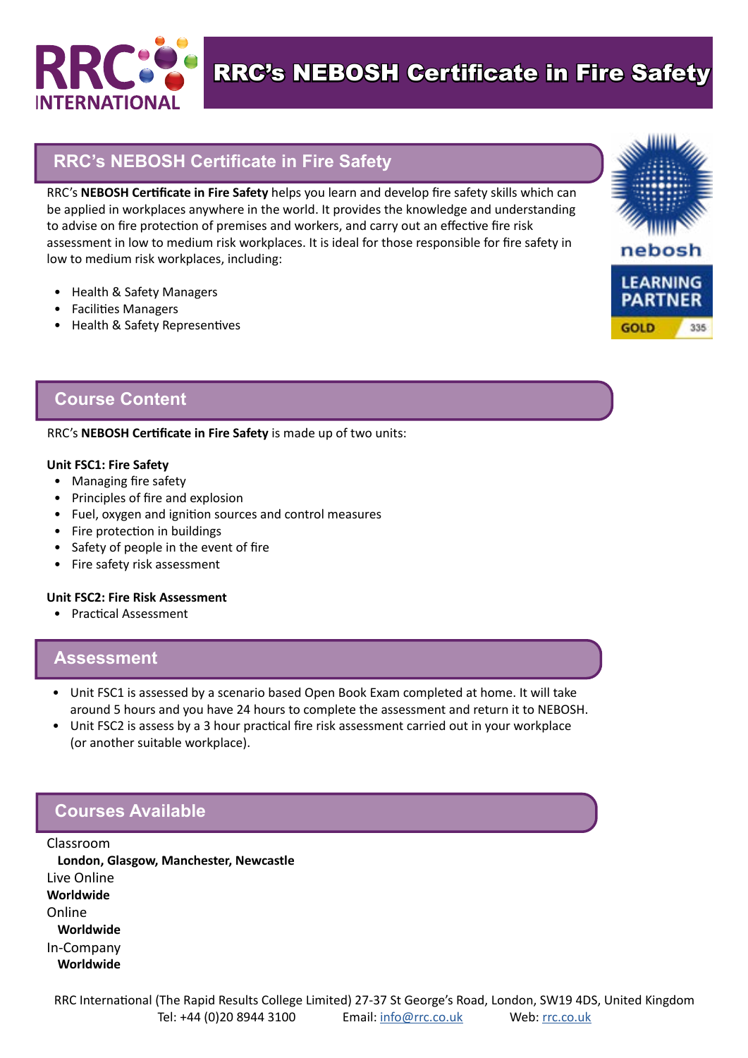# RRC's NEBOSH Certificate in Fire Safety

## RRC's NEBOSH Certificate in Fire Safety

RRC's **NEBOSH Certificate in Fire Safety** helps you learn and develop fire safety skills which can be applied in workplaces anywhere in the world. It provides the knowledge and understanding to advise on fire protection of premises and workers, and carry out an effective fire risk assessment in low to medium risk workplaces. It is ideal for those responsible for fire safety in low to medium risk workplaces, including:

- Health & Safety Managers
- Facilities Managers
- Health & Safety Representives

## Course Content

RRC's **NEBOSH Certificate in Fire Safety** is made up of two units:

**Unit FSC1: Fire Safety**

- Managing fire safety
- Principles of fire and explosion
- Fuel, oxygen and ignition sources and control measures
- Fire protection in buildings
- Safety of people in the event of fire
- Fire safety risk assessment

**Unit FSC2: Fire Risk Assessment**

- Practical Assessment

## Assessment

- Unit FSC1 is assessed by a scenario based Open Book Exam completed at home. It will take around 5 hours and you have 24 hours to complete the assessment and return it to NEBOSH.
- Unit FSC2 is assess by a 3 hour practical fire risk assessment carried out in your workplace (or another suitable workplace).

## Courses Available

Classroom
**London, Glasgow, Manchester, Newcastle**
Live Online
**Worldwide**
Online
**Worldwide**
In-Company
**Worldwide**

RRC International (The Rapid Results College Limited) 27-37 St George's Road, London, SW19 4DS, United Kingdom
Tel: +44 (0)20 8944 3100 Email: info@rrc.co.uk Web: rrc.co.uk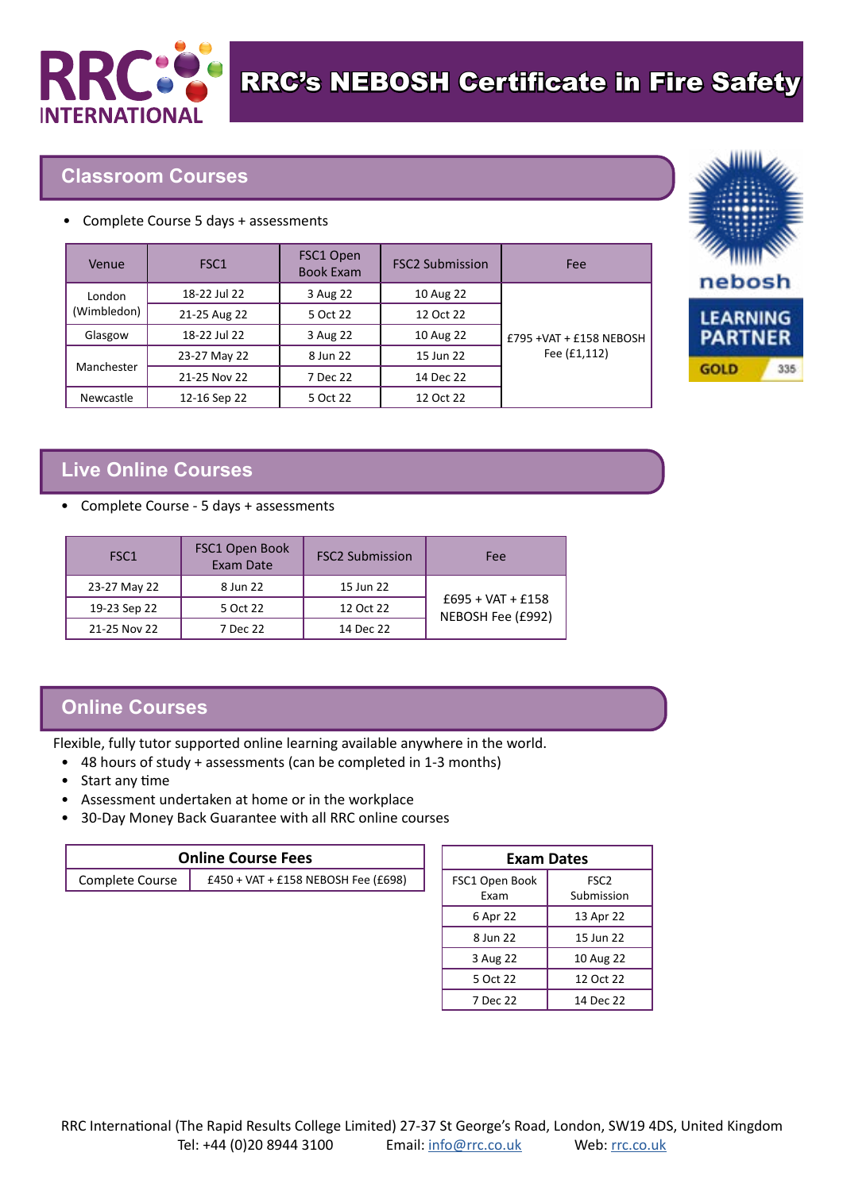# RRC's NEBOSH Certificate in Fire Safety

## Classroom Courses

- Complete Course 5 days + assessments

| Venue | FSC1 | FSC1 Open Book Exam | FSC2 Submission | Fee |
|---|---|---|---|---|
| London (Wimbledon) | 18-22 Jul 22 | 3 Aug 22 | 10 Aug 22 | £795 +VAT + £158 NEBOSH Fee (£1,112) |
| | 21-25 Aug 22 | 5 Oct 22 | 12 Oct 22 | |
| Glasgow | 18-22 Jul 22 | 3 Aug 22 | 10 Aug 22 | |
| Manchester | 23-27 May 22 | 8 Jun 22 | 15 Jun 22 | |
| | 21-25 Nov 22 | 7 Dec 22 | 14 Dec 22 | |
| Newcastle | 12-16 Sep 22 | 5 Oct 22 | 12 Oct 22 | |

nebosh LEARNING PARTNER GOLD 335

## Live Online Courses

- Complete Course - 5 days + assessments

| FSC1 | FSC1 Open Book Exam Date | FSC2 Submission | Fee |
|---|---|---|---|
| 23-27 May 22 | 8 Jun 22 | 15 Jun 22 | £695 + VAT + £158 NEBOSH Fee (£992) |
| 19-23 Sep 22 | 5 Oct 22 | 12 Oct 22 | |
| 21-25 Nov 22 | 7 Dec 22 | 14 Dec 22 | |

## Online Courses

Flexible, fully tutor supported online learning available anywhere in the world.

- 48 hours of study + assessments (can be completed in 1-3 months)
- Start any time
- Assessment undertaken at home or in the workplace
- 30-Day Money Back Guarantee with all RRC online courses

| Online Course Fees | |
|---|---|
| Complete Course | £450 + VAT + £158 NEBOSH Fee (£698) |

| Exam Dates | |
|---|---|
| FSC1 Open Book Exam | FSC2 Submission |
| 6 Apr 22 | 13 Apr 22 |
| 8 Jun 22 | 15 Jun 22 |
| 3 Aug 22 | 10 Aug 22 |
| 5 Oct 22 | 12 Oct 22 |
| 7 Dec 22 | 14 Dec 22 |

RRC International (The Rapid Results College Limited) 27-37 St George's Road, London, SW19 4DS, United Kingdom
Tel: +44 (0)20 8944 3100 Email: info@rrc.co.uk Web: rrc.co.uk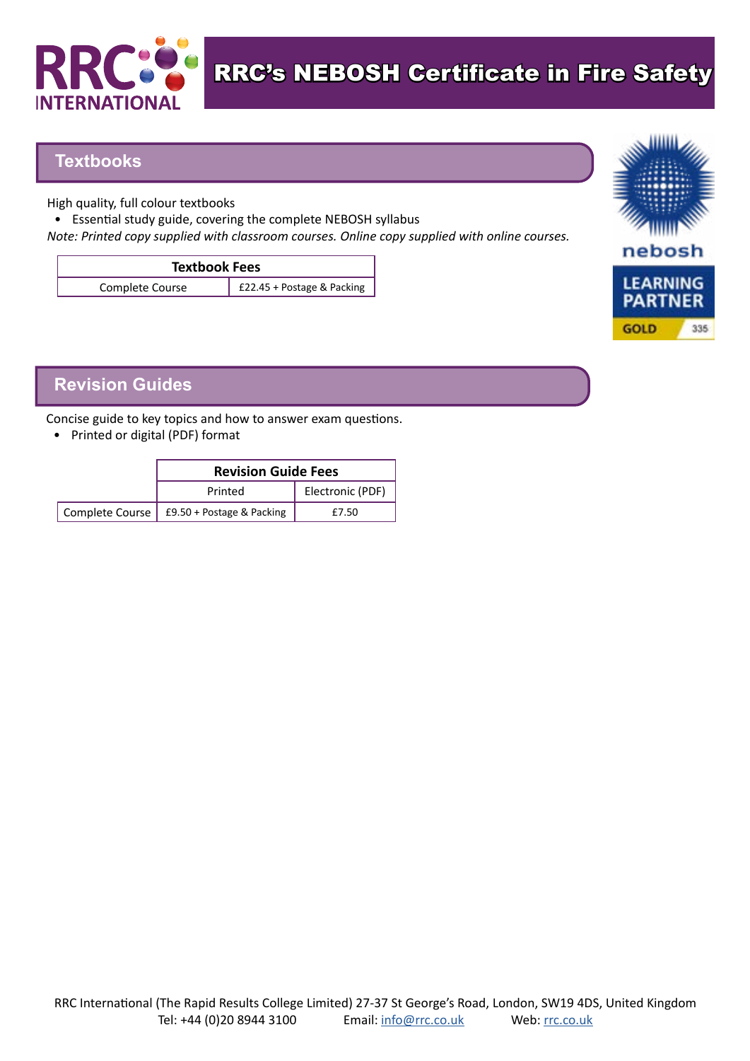# RRC's NEBOSH Certificate in Fire Safety

## Textbooks

High quality, full colour textbooks

- Essential study guide, covering the complete NEBOSH syllabus

*Note: Printed copy supplied with classroom courses. Online copy supplied with online courses.*

| Textbook Fees | |
|---|---|
| Complete Course | £22.45 + Postage & Packing |

## Revision Guides

Concise guide to key topics and how to answer exam questions.

- Printed or digital (PDF) format

| | Revision Guide Fees | |
|---|---|---|
| | Printed | Electronic (PDF) |
| Complete Course | £9.50 + Postage & Packing | £7.50 |

RRC International (The Rapid Results College Limited) 27-37 St George's Road, London, SW19 4DS, United Kingdom
Tel: +44 (0)20 8944 3100 Email: info@rrc.co.uk Web: rrc.co.uk